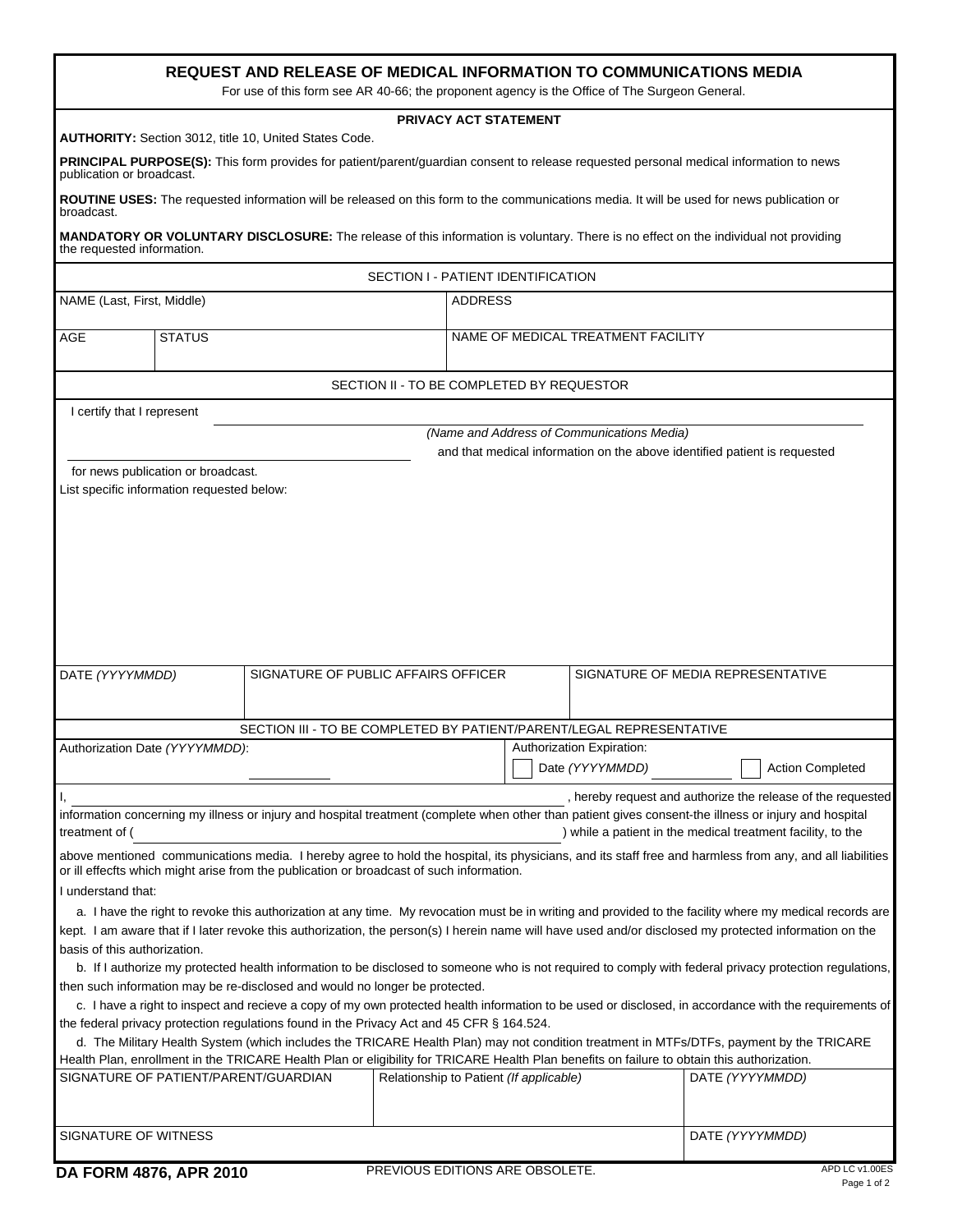# REQUEST AND RELEASE OF MEDICAL INFORMATION TO COMMUNICATIONS MEDIA

For use of this form see AR 40-66; the proponent agency is the Office of The Surgeon General.

## PRIVACY ACT STATEMENT

**AUTHORITY:** Section 3012, title 10, United States Code.

**PRINCIPAL PURPOSE(S):** This form provides for patient/parent/guardian consent to release requested personal medical information to news publication or broadcast.

**ROUTINE USES:** The requested information will be released on this form to the communications media. It will be used for news publication or broadcast.

**MANDATORY OR VOLUNTARY DISCLOSURE:** The release of this information is voluntary. There is no effect on the individual not providing the requested information.

## SECTION I - PATIENT IDENTIFICATION

| NAME (Last, First, Middle) | | ADDRESS |
|---|---|---|
| AGE | STATUS | NAME OF MEDICAL TREATMENT FACILITY |

## SECTION II - TO BE COMPLETED BY REQUESTOR

I certify that I represent ______________________________

*(Name and Address of Communications Media)*

______________________________ and that medical information on the above identified patient is requested for news publication or broadcast.

List specific information requested below:

| DATE *(YYYYMMDD)* | SIGNATURE OF PUBLIC AFFAIRS OFFICER | SIGNATURE OF MEDIA REPRESENTATIVE |
|---|---|---|
| | | |

## SECTION III - TO BE COMPLETED BY PATIENT/PARENT/LEGAL REPRESENTATIVE

| Authorization Date *(YYYYMMDD)*: ____________ | Authorization Expiration: ☐ Date *(YYYYMMDD)* ____________ ☐ Action Completed |
|---|---|

I, ______________________________, hereby request and authorize the release of the requested information concerning my illness or injury and hospital treatment (complete when other than patient gives consent-the illness or injury and hospital treatment of ( ______________________________ ) while a patient in the medical treatment facility, to the above mentioned communications media. I hereby agree to hold the hospital, its physicians, and its staff free and harmless from any, and all liabilities or ill effecfts which might arise from the publication or broadcast of such information.

I understand that:

a. I have the right to revoke this authorization at any time. My revocation must be in writing and provided to the facility where my medical records are kept. I am aware that if I later revoke this authorization, the person(s) I herein name will have used and/or disclosed my protected information on the basis of this authorization.

b. If I authorize my protected health information to be disclosed to someone who is not required to comply with federal privacy protection regulations, then such information may be re-disclosed and would no longer be protected.

c. I have a right to inspect and recieve a copy of my own protected health information to be used or disclosed, in accordance with the requirements of the federal privacy protection regulations found in the Privacy Act and 45 CFR § 164.524.

d. The Military Health System (which includes the TRICARE Health Plan) may not condition treatment in MTFs/DTFs, payment by the TRICARE Health Plan, enrollment in the TRICARE Health Plan or eligibility for TRICARE Health Plan benefits on failure to obtain this authorization.

| SIGNATURE OF PATIENT/PARENT/GUARDIAN | Relationship to Patient *(If applicable)* | DATE *(YYYYMMDD)* |
|---|---|---|
| SIGNATURE OF WITNESS | | DATE *(YYYYMMDD)* |

**DA FORM 4876, APR 2010** PREVIOUS EDITIONS ARE OBSOLETE. APD LC v1.00ES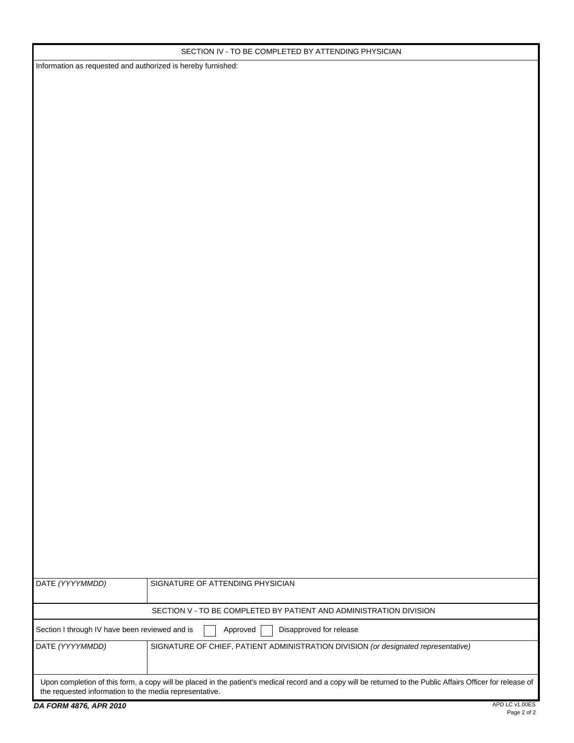## SECTION IV - TO BE COMPLETED BY ATTENDING PHYSICIAN

Information as requested and authorized is hereby furnished:

| DATE *(YYYYMMDD)* | SIGNATURE OF ATTENDING PHYSICIAN |
|---|---|
| | |

## SECTION V - TO BE COMPLETED BY PATIENT AND ADMINISTRATION DIVISION

Section I through IV have been reviewed and is ☐ Approved ☐ Disapproved for release

| DATE *(YYYYMMDD)* | SIGNATURE OF CHIEF, PATIENT ADMINISTRATION DIVISION *(or designated representative)* |
|---|---|
| | |

Upon completion of this form, a copy will be placed in the patient's medical record and a copy will be returned to the Public Affairs Officer for release of the requested information to the media representative.

***DA FORM 4876, APR 2010***

APD LC v1.00ES